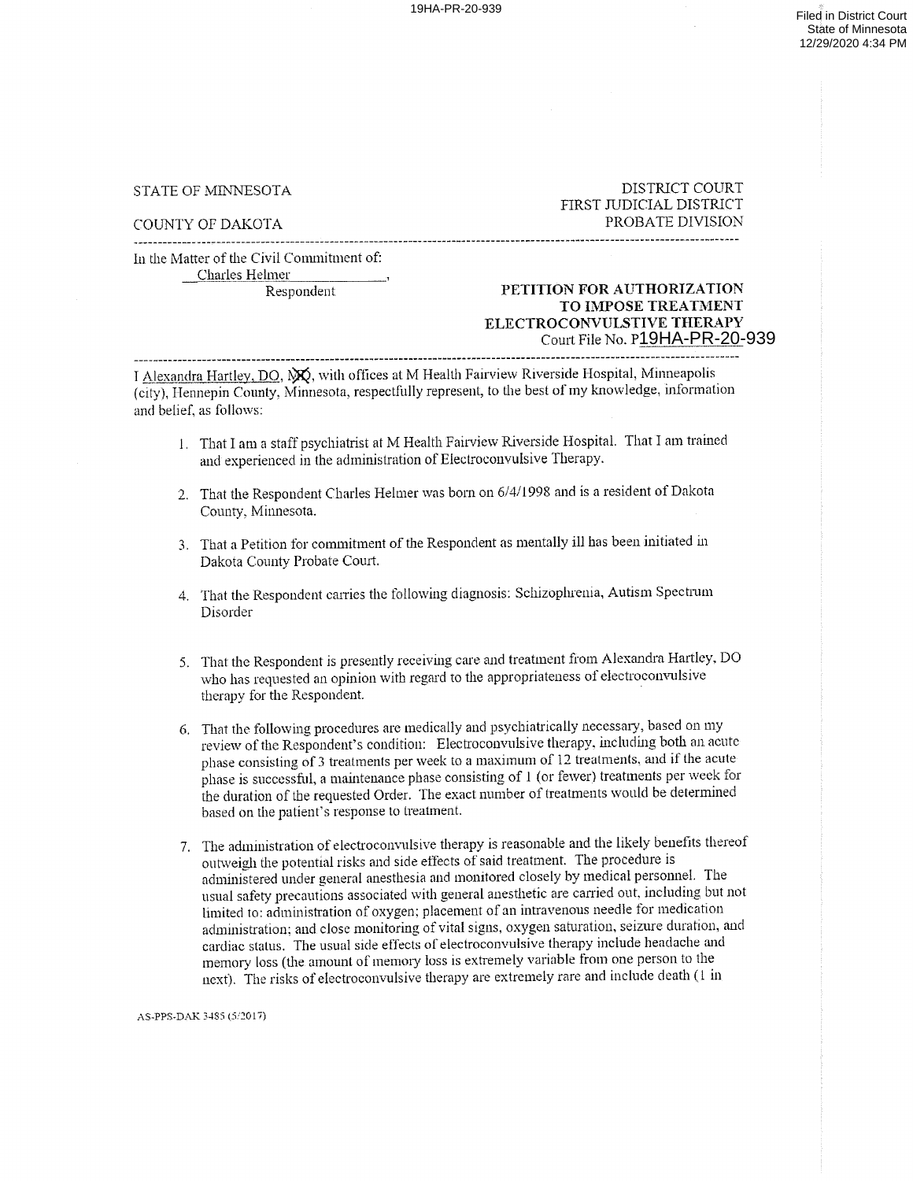STATE OF MINNESOTA

COUNTY OF DAKOTA

DISTRICT COURT
FIRST JUDICIAL DISTRICT
PROBATE DIVISION

In the Matter of the Civil Commitment of:
Charles Helmer,
Respondent

**PETITION FOR AUTHORIZATION TO IMPOSE TREATMENT ELECTROCONVULSTIVE THERAPY**
Court File No. P19HA-PR-20-939

I Alexandra Hartley, DO, ~~MD~~, with offices at M Health Fairview Riverside Hospital, Minneapolis (city), Hennepin County, Minnesota, respectfully represent, to the best of my knowledge, information and belief, as follows:

1. That I am a staff psychiatrist at M Health Fairview Riverside Hospital. That I am trained and experienced in the administration of Electroconvulsive Therapy.

2. That the Respondent Charles Helmer was born on 6/4/1998 and is a resident of Dakota County, Minnesota.

3. That a Petition for commitment of the Respondent as mentally ill has been initiated in Dakota County Probate Court.

4. That the Respondent carries the following diagnosis: Schizophrenia, Autism Spectrum Disorder

5. That the Respondent is presently receiving care and treatment from Alexandra Hartley, DO who has requested an opinion with regard to the appropriateness of electroconvulsive therapy for the Respondent.

6. That the following procedures are medically and psychiatrically necessary, based on my review of the Respondent's condition: Electroconvulsive therapy, including both an acute phase consisting of 3 treatments per week to a maximum of 12 treatments, and if the acute phase is successful, a maintenance phase consisting of 1 (or fewer) treatments per week for the duration of the requested Order. The exact number of treatments would be determined based on the patient's response to treatment.

7. The administration of electroconvulsive therapy is reasonable and the likely benefits thereof outweigh the potential risks and side effects of said treatment. The procedure is administered under general anesthesia and monitored closely by medical personnel. The usual safety precautions associated with general anesthetic are carried out, including but not limited to: administration of oxygen; placement of an intravenous needle for medication administration; and close monitoring of vital signs, oxygen saturation, seizure duration, and cardiac status. The usual side effects of electroconvulsive therapy include headache and memory loss (the amount of memory loss is extremely variable from one person to the next). The risks of electroconvulsive therapy are extremely rare and include death (1 in

AS-PPS-DAK 3485 (5/2017)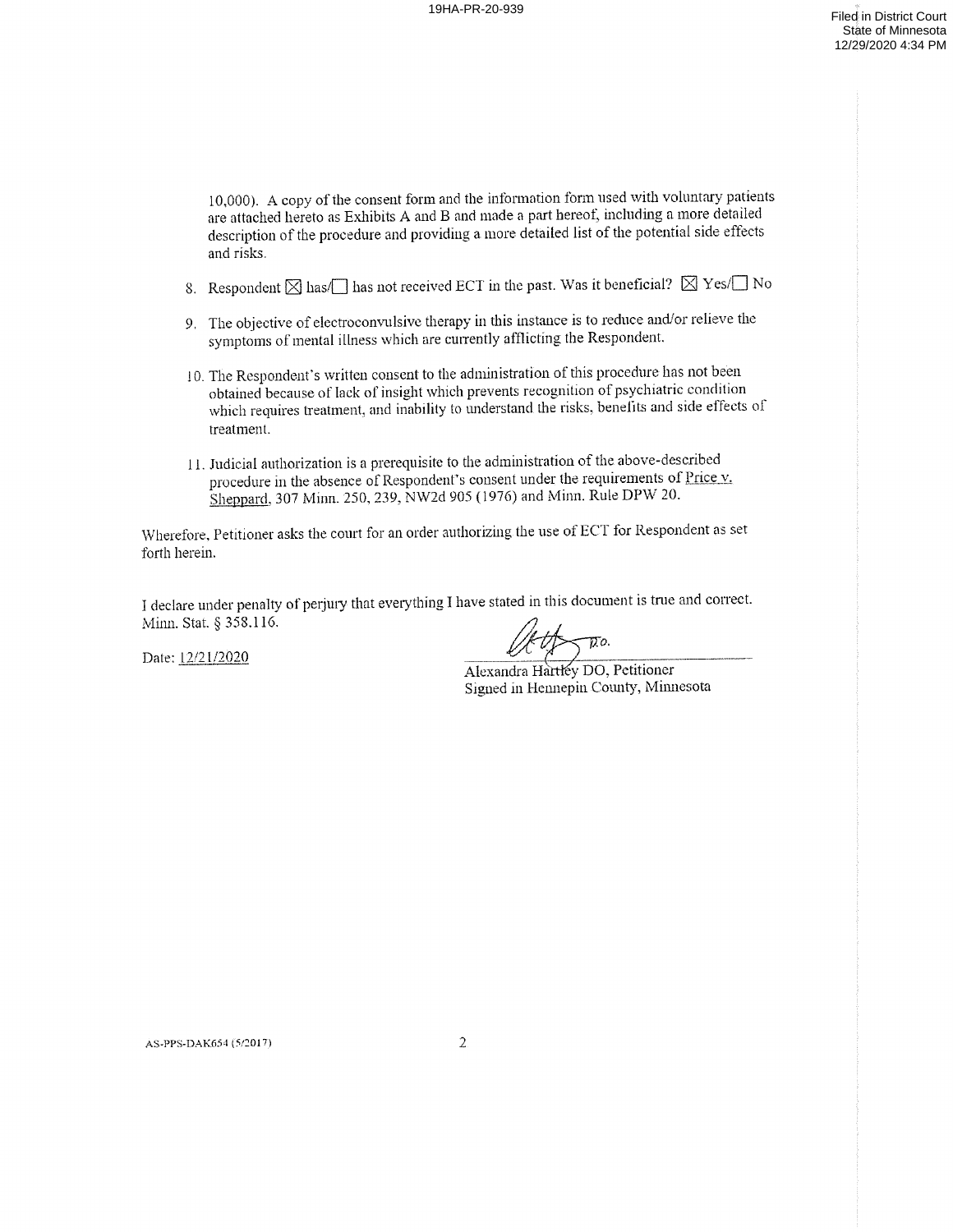10,000). A copy of the consent form and the information form used with voluntary patients are attached hereto as Exhibits A and B and made a part hereof, including a more detailed description of the procedure and providing a more detailed list of the potential side effects and risks.

8. Respondent ☒ has/☐ has not received ECT in the past. Was it beneficial? ☒ Yes/☐ No

9. The objective of electroconvulsive therapy in this instance is to reduce and/or relieve the symptoms of mental illness which are currently afflicting the Respondent.

10. The Respondent's written consent to the administration of this procedure has not been obtained because of lack of insight which prevents recognition of psychiatric condition which requires treatment, and inability to understand the risks, benefits and side effects of treatment.

11. Judicial authorization is a prerequisite to the administration of the above-described procedure in the absence of Respondent's consent under the requirements of Price v. Sheppard, 307 Minn. 250, 239, NW2d 905 (1976) and Minn. Rule DPW 20.

Wherefore, Petitioner asks the court for an order authorizing the use of ECT for Respondent as set forth herein.

I declare under penalty of perjury that everything I have stated in this document is true and correct. Minn. Stat. § 358.116.

Date: 12/21/2020

Alexandra Hartley DO, Petitioner
Signed in Hennepin County, Minnesota

AS-PPS-DAK654 (5/2017)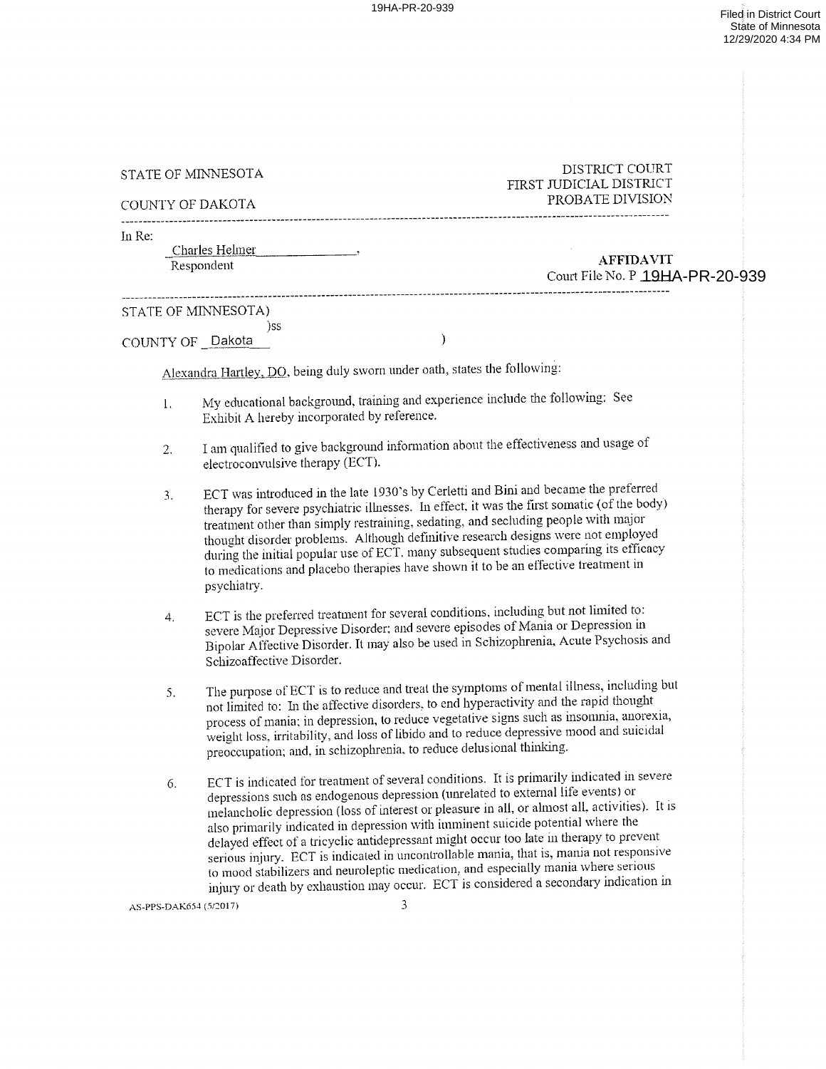STATE OF MINNESOTA

COUNTY OF DAKOTA

DISTRICT COURT
FIRST JUDICIAL DISTRICT
PROBATE DIVISION

---

In Re:

Charles Helmer,
Respondent

**AFFIDAVIT**
Court File No. P 19HA-PR-20-939

---

STATE OF MINNESOTA)
)ss
COUNTY OF Dakota )

Alexandra Hartley, DO, being duly sworn under oath, states the following:

1. My educational background, training and experience include the following: See Exhibit A hereby incorporated by reference.

2. I am qualified to give background information about the effectiveness and usage of electroconvulsive therapy (ECT).

3. ECT was introduced in the late 1930's by Cerletti and Bini and became the preferred therapy for severe psychiatric illnesses. In effect, it was the first somatic (of the body) treatment other than simply restraining, sedating, and secluding people with major thought disorder problems. Although definitive research designs were not employed during the initial popular use of ECT, many subsequent studies comparing its efficacy to medications and placebo therapies have shown it to be an effective treatment in psychiatry.

4. ECT is the preferred treatment for several conditions, including but not limited to: severe Major Depressive Disorder; and severe episodes of Mania or Depression in Bipolar Affective Disorder. It may also be used in Schizophrenia, Acute Psychosis and Schizoaffective Disorder.

5. The purpose of ECT is to reduce and treat the symptoms of mental illness, including but not limited to: In the affective disorders, to end hyperactivity and the rapid thought process of mania; in depression, to reduce vegetative signs such as insomnia, anorexia, weight loss, irritability, and loss of libido and to reduce depressive mood and suicidal preoccupation; and, in schizophrenia, to reduce delusional thinking.

6. ECT is indicated for treatment of several conditions. It is primarily indicated in severe depressions such as endogenous depression (unrelated to external life events) or melancholic depression (loss of interest or pleasure in all, or almost all, activities). It is also primarily indicated in depression with imminent suicide potential where the delayed effect of a tricyclic antidepressant might occur too late in therapy to prevent serious injury. ECT is indicated in uncontrollable mania, that is, mania not responsive to mood stabilizers and neuroleptic medication, and especially mania where serious injury or death by exhaustion may occur. ECT is considered a secondary indication in

AS-PPS-DAK654 (5/2017)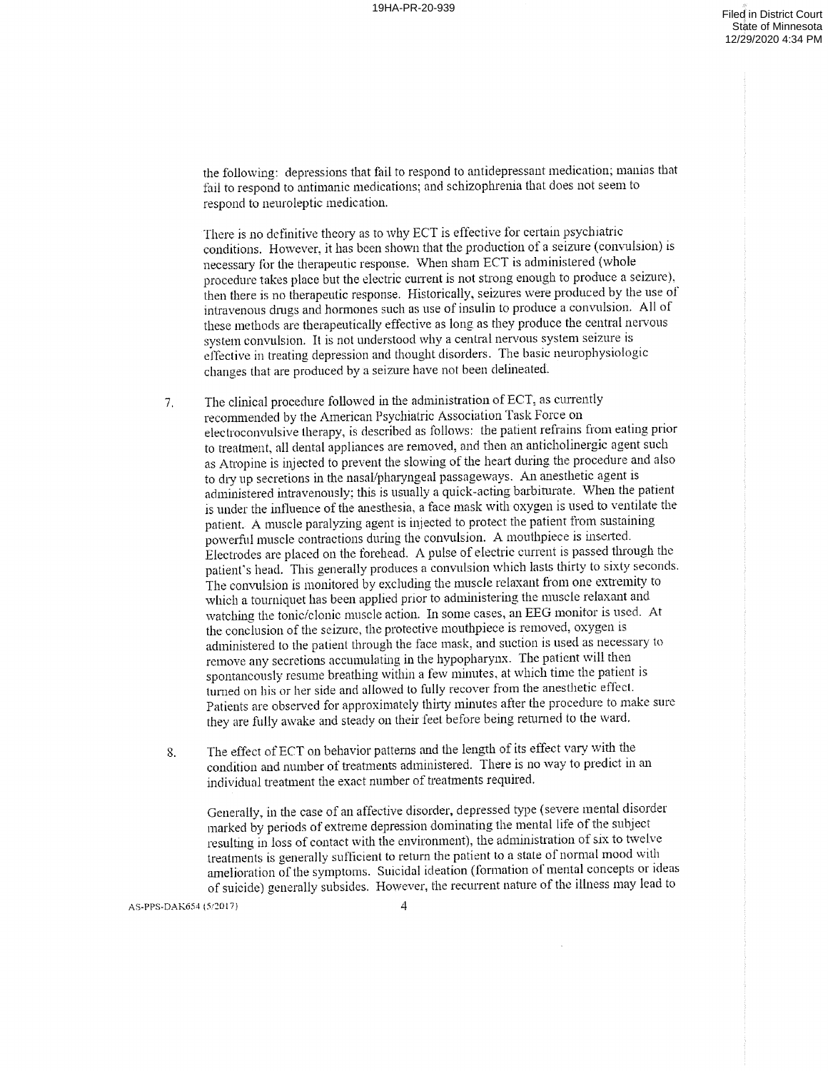the following: depressions that fail to respond to antidepressant medication; manias that fail to respond to antimanic medications; and schizophrenia that does not seem to respond to neuroleptic medication.

There is no definitive theory as to why ECT is effective for certain psychiatric conditions. However, it has been shown that the production of a seizure (convulsion) is necessary for the therapeutic response. When sham ECT is administered (whole procedure takes place but the electric current is not strong enough to produce a seizure), then there is no therapeutic response. Historically, seizures were produced by the use of intravenous drugs and hormones such as use of insulin to produce a convulsion. All of these methods are therapeutically effective as long as they produce the central nervous system convulsion. It is not understood why a central nervous system seizure is effective in treating depression and thought disorders. The basic neurophysiologic changes that are produced by a seizure have not been delineated.

7. The clinical procedure followed in the administration of ECT, as currently recommended by the American Psychiatric Association Task Force on electroconvulsive therapy, is described as follows: the patient refrains from eating prior to treatment, all dental appliances are removed, and then an anticholinergic agent such as Atropine is injected to prevent the slowing of the heart during the procedure and also to dry up secretions in the nasal/pharyngeal passageways. An anesthetic agent is administered intravenously; this is usually a quick-acting barbiturate. When the patient is under the influence of the anesthesia, a face mask with oxygen is used to ventilate the patient. A muscle paralyzing agent is injected to protect the patient from sustaining powerful muscle contractions during the convulsion. A mouthpiece is inserted. Electrodes are placed on the forehead. A pulse of electric current is passed through the patient's head. This generally produces a convulsion which lasts thirty to sixty seconds. The convulsion is monitored by excluding the muscle relaxant from one extremity to which a tourniquet has been applied prior to administering the muscle relaxant and watching the tonic/clonic muscle action. In some cases, an EEG monitor is used. At the conclusion of the seizure, the protective mouthpiece is removed, oxygen is administered to the patient through the face mask, and suction is used as necessary to remove any secretions accumulating in the hypopharynx. The patient will then spontaneously resume breathing within a few minutes, at which time the patient is turned on his or her side and allowed to fully recover from the anesthetic effect. Patients are observed for approximately thirty minutes after the procedure to make sure they are fully awake and steady on their feet before being returned to the ward.

8. The effect of ECT on behavior patterns and the length of its effect vary with the condition and number of treatments administered. There is no way to predict in an individual treatment the exact number of treatments required.

Generally, in the case of an affective disorder, depressed type (severe mental disorder marked by periods of extreme depression dominating the mental life of the subject resulting in loss of contact with the environment), the administration of six to twelve treatments is generally sufficient to return the patient to a state of normal mood with amelioration of the symptoms. Suicidal ideation (formation of mental concepts or ideas of suicide) generally subsides. However, the recurrent nature of the illness may lead to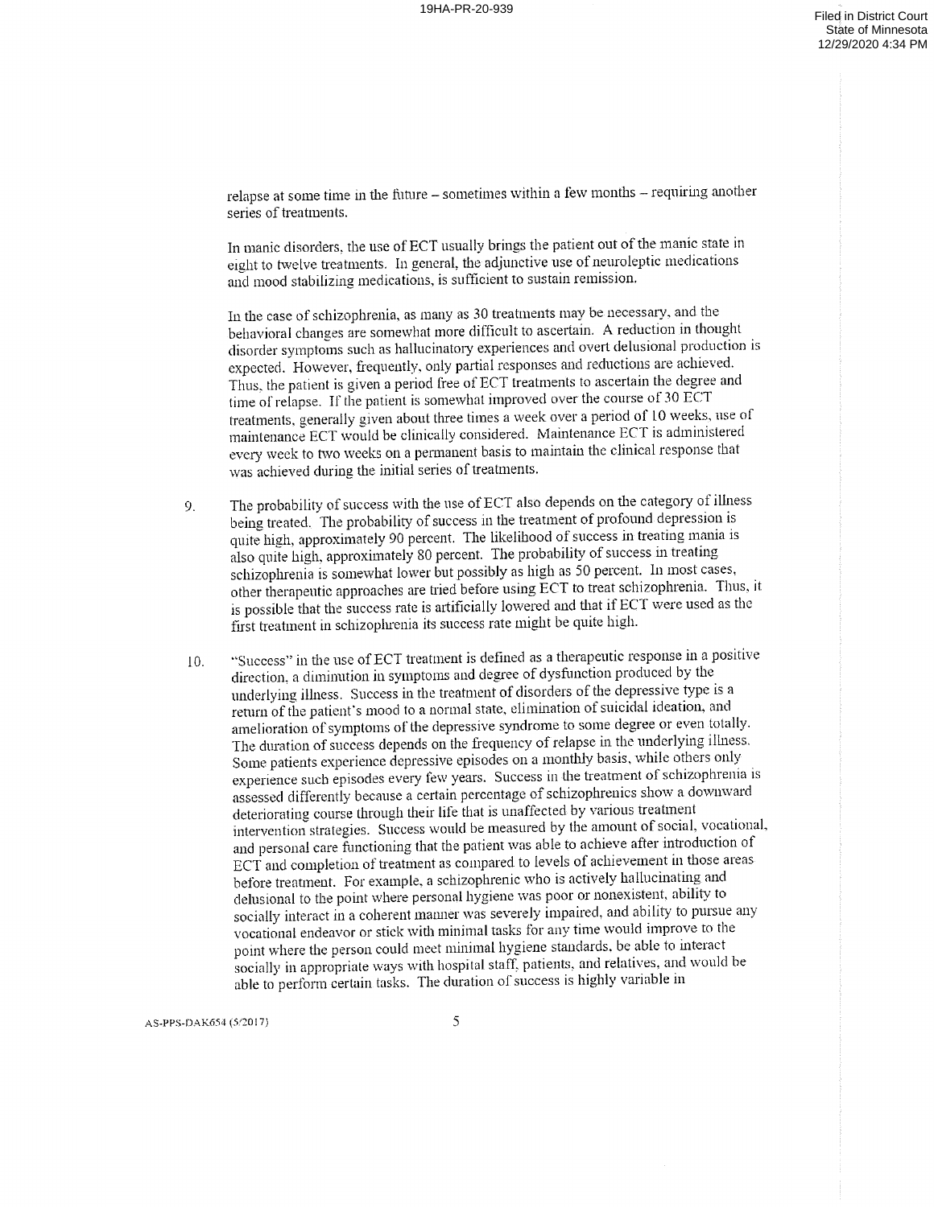relapse at some time in the future – sometimes within a few months – requiring another series of treatments.

In manic disorders, the use of ECT usually brings the patient out of the manic state in eight to twelve treatments. In general, the adjunctive use of neuroleptic medications and mood stabilizing medications, is sufficient to sustain remission.

In the case of schizophrenia, as many as 30 treatments may be necessary, and the behavioral changes are somewhat more difficult to ascertain. A reduction in thought disorder symptoms such as hallucinatory experiences and overt delusional production is expected. However, frequently, only partial responses and reductions are achieved. Thus, the patient is given a period free of ECT treatments to ascertain the degree and time of relapse. If the patient is somewhat improved over the course of 30 ECT treatments, generally given about three times a week over a period of 10 weeks, use of maintenance ECT would be clinically considered. Maintenance ECT is administered every week to two weeks on a permanent basis to maintain the clinical response that was achieved during the initial series of treatments.

9. The probability of success with the use of ECT also depends on the category of illness being treated. The probability of success in the treatment of profound depression is quite high, approximately 90 percent. The likelihood of success in treating mania is also quite high, approximately 80 percent. The probability of success in treating schizophrenia is somewhat lower but possibly as high as 50 percent. In most cases, other therapeutic approaches are tried before using ECT to treat schizophrenia. Thus, it is possible that the success rate is artificially lowered and that if ECT were used as the first treatment in schizophrenia its success rate might be quite high.

10. "Success" in the use of ECT treatment is defined as a therapeutic response in a positive direction, a diminution in symptoms and degree of dysfunction produced by the underlying illness. Success in the treatment of disorders of the depressive type is a return of the patient's mood to a normal state, elimination of suicidal ideation, and amelioration of symptoms of the depressive syndrome to some degree or even totally. The duration of success depends on the frequency of relapse in the underlying illness. Some patients experience depressive episodes on a monthly basis, while others only experience such episodes every few years. Success in the treatment of schizophrenia is assessed differently because a certain percentage of schizophrenics show a downward deteriorating course through their life that is unaffected by various treatment intervention strategies. Success would be measured by the amount of social, vocational, and personal care functioning that the patient was able to achieve after introduction of ECT and completion of treatment as compared to levels of achievement in those areas before treatment. For example, a schizophrenic who is actively hallucinating and delusional to the point where personal hygiene was poor or nonexistent, ability to socially interact in a coherent manner was severely impaired, and ability to pursue any vocational endeavor or stick with minimal tasks for any time would improve to the point where the person could meet minimal hygiene standards, be able to interact socially in appropriate ways with hospital staff, patients, and relatives, and would be able to perform certain tasks. The duration of success is highly variable in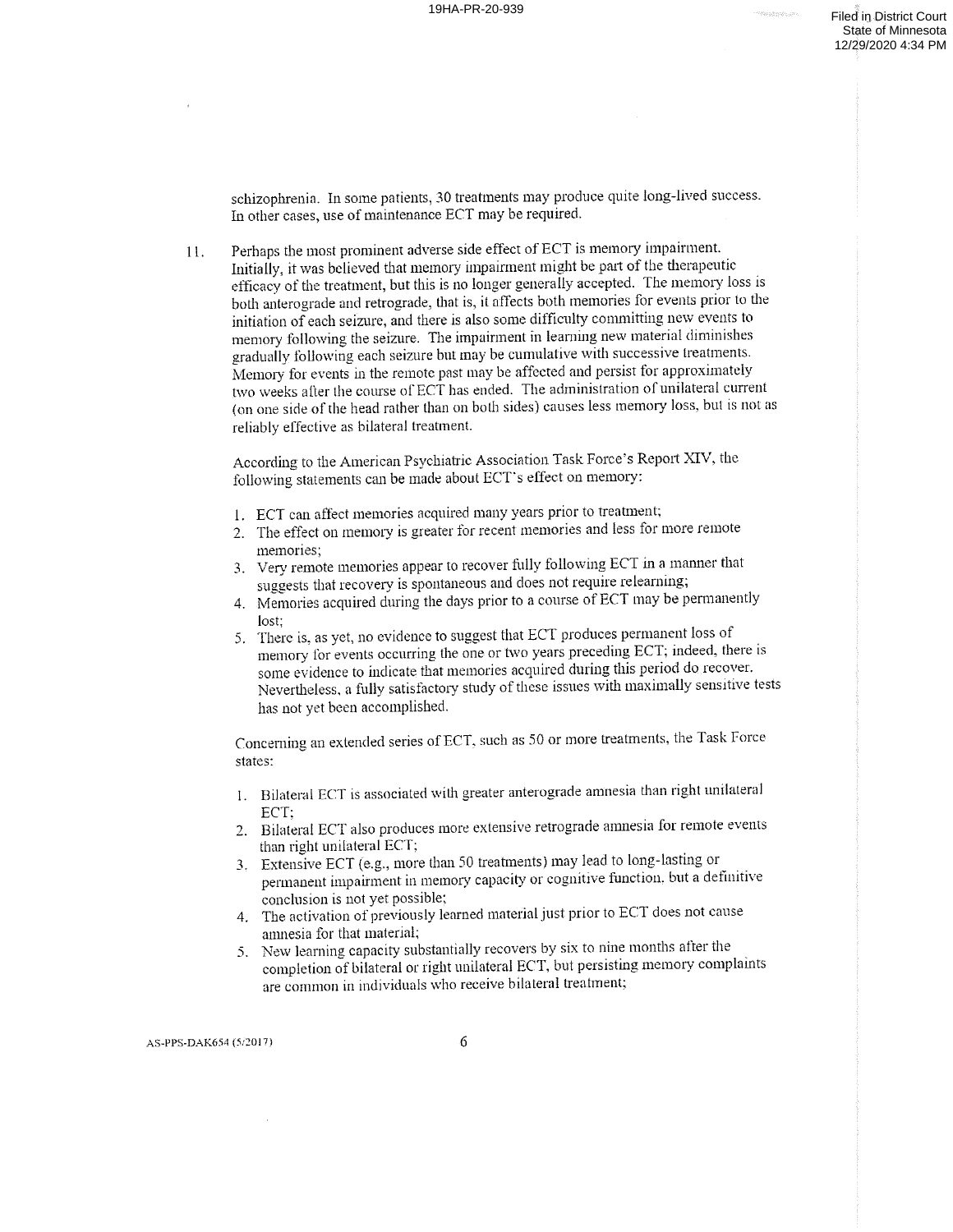schizophrenia. In some patients, 30 treatments may produce quite long-lived success. In other cases, use of maintenance ECT may be required.

11. Perhaps the most prominent adverse side effect of ECT is memory impairment. Initially, it was believed that memory impairment might be part of the therapeutic efficacy of the treatment, but this is no longer generally accepted. The memory loss is both anterograde and retrograde, that is, it affects both memories for events prior to the initiation of each seizure, and there is also some difficulty committing new events to memory following the seizure. The impairment in learning new material diminishes gradually following each seizure but may be cumulative with successive treatments. Memory for events in the remote past may be affected and persist for approximately two weeks after the course of ECT has ended. The administration of unilateral current (on one side of the head rather than on both sides) causes less memory loss, but is not as reliably effective as bilateral treatment.

    According to the American Psychiatric Association Task Force's Report XIV, the following statements can be made about ECT's effect on memory:

    1. ECT can affect memories acquired many years prior to treatment;
    2. The effect on memory is greater for recent memories and less for more remote memories;
    3. Very remote memories appear to recover fully following ECT in a manner that suggests that recovery is spontaneous and does not require relearning;
    4. Memories acquired during the days prior to a course of ECT may be permanently lost;
    5. There is, as yet, no evidence to suggest that ECT produces permanent loss of memory for events occurring the one or two years preceding ECT; indeed, there is some evidence to indicate that memories acquired during this period do recover. Nevertheless, a fully satisfactory study of these issues with maximally sensitive tests has not yet been accomplished.

    Concerning an extended series of ECT, such as 50 or more treatments, the Task Force states:

    1. Bilateral ECT is associated with greater anterograde amnesia than right unilateral ECT;
    2. Bilateral ECT also produces more extensive retrograde amnesia for remote events than right unilateral ECT;
    3. Extensive ECT (e.g., more than 50 treatments) may lead to long-lasting or permanent impairment in memory capacity or cognitive function, but a definitive conclusion is not yet possible;
    4. The activation of previously learned material just prior to ECT does not cause amnesia for that material;
    5. New learning capacity substantially recovers by six to nine months after the completion of bilateral or right unilateral ECT, but persisting memory complaints are common in individuals who receive bilateral treatment;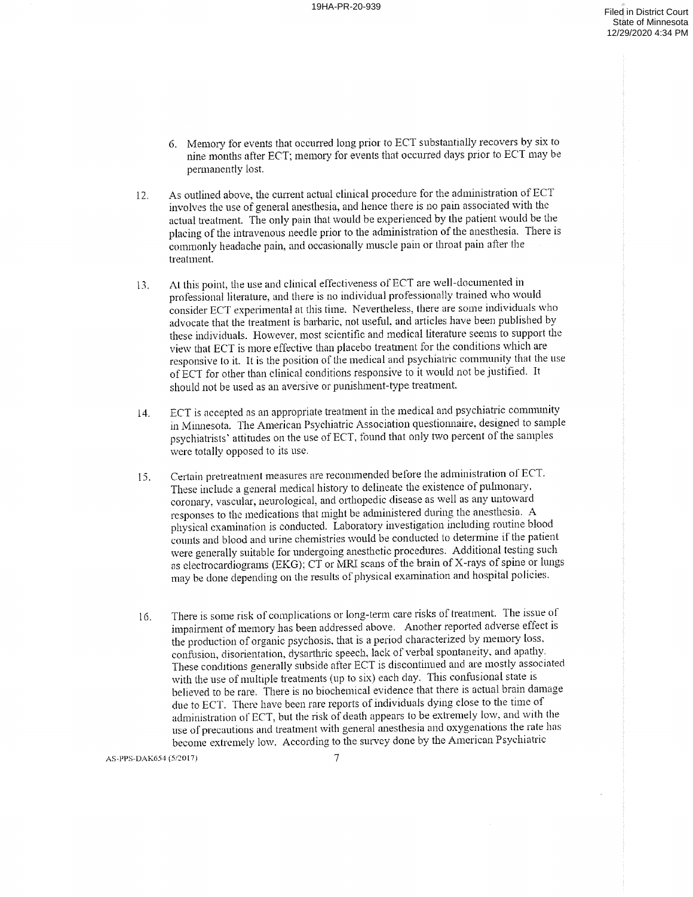6. Memory for events that occurred long prior to ECT substantially recovers by six to nine months after ECT; memory for events that occurred days prior to ECT may be permanently lost.

12. As outlined above, the current actual clinical procedure for the administration of ECT involves the use of general anesthesia, and hence there is no pain associated with the actual treatment. The only pain that would be experienced by the patient would be the placing of the intravenous needle prior to the administration of the anesthesia. There is commonly headache pain, and occasionally muscle pain or throat pain after the treatment.

13. At this point, the use and clinical effectiveness of ECT are well-documented in professional literature, and there is no individual professionally trained who would consider ECT experimental at this time. Nevertheless, there are some individuals who advocate that the treatment is barbaric, not useful, and articles have been published by these individuals. However, most scientific and medical literature seems to support the view that ECT is more effective than placebo treatment for the conditions which are responsive to it. It is the position of the medical and psychiatric community that the use of ECT for other than clinical conditions responsive to it would not be justified. It should not be used as an aversive or punishment-type treatment.

14. ECT is accepted as an appropriate treatment in the medical and psychiatric community in Minnesota. The American Psychiatric Association questionnaire, designed to sample psychiatrists' attitudes on the use of ECT, found that only two percent of the samples were totally opposed to its use.

15. Certain pretreatment measures are recommended before the administration of ECT. These include a general medical history to delineate the existence of pulmonary, coronary, vascular, neurological, and orthopedic disease as well as any untoward responses to the medications that might be administered during the anesthesia. A physical examination is conducted. Laboratory investigation including routine blood counts and blood and urine chemistries would be conducted to determine if the patient were generally suitable for undergoing anesthetic procedures. Additional testing such as electrocardiograms (EKG); CT or MRI scans of the brain of X-rays of spine or lungs may be done depending on the results of physical examination and hospital policies.

16. There is some risk of complications or long-term care risks of treatment. The issue of impairment of memory has been addressed above. Another reported adverse effect is the production of organic psychosis, that is a period characterized by memory loss, confusion, disorientation, dysarthric speech, lack of verbal spontaneity, and apathy. These conditions generally subside after ECT is discontinued and are mostly associated with the use of multiple treatments (up to six) each day. This confusional state is believed to be rare. There is no biochemical evidence that there is actual brain damage due to ECT. There have been rare reports of individuals dying close to the time of administration of ECT, but the risk of death appears to be extremely low, and with the use of precautions and treatment with general anesthesia and oxygenations the rate has become extremely low. According to the survey done by the American Psychiatric

AS-PPS-DAK654 (5/2017)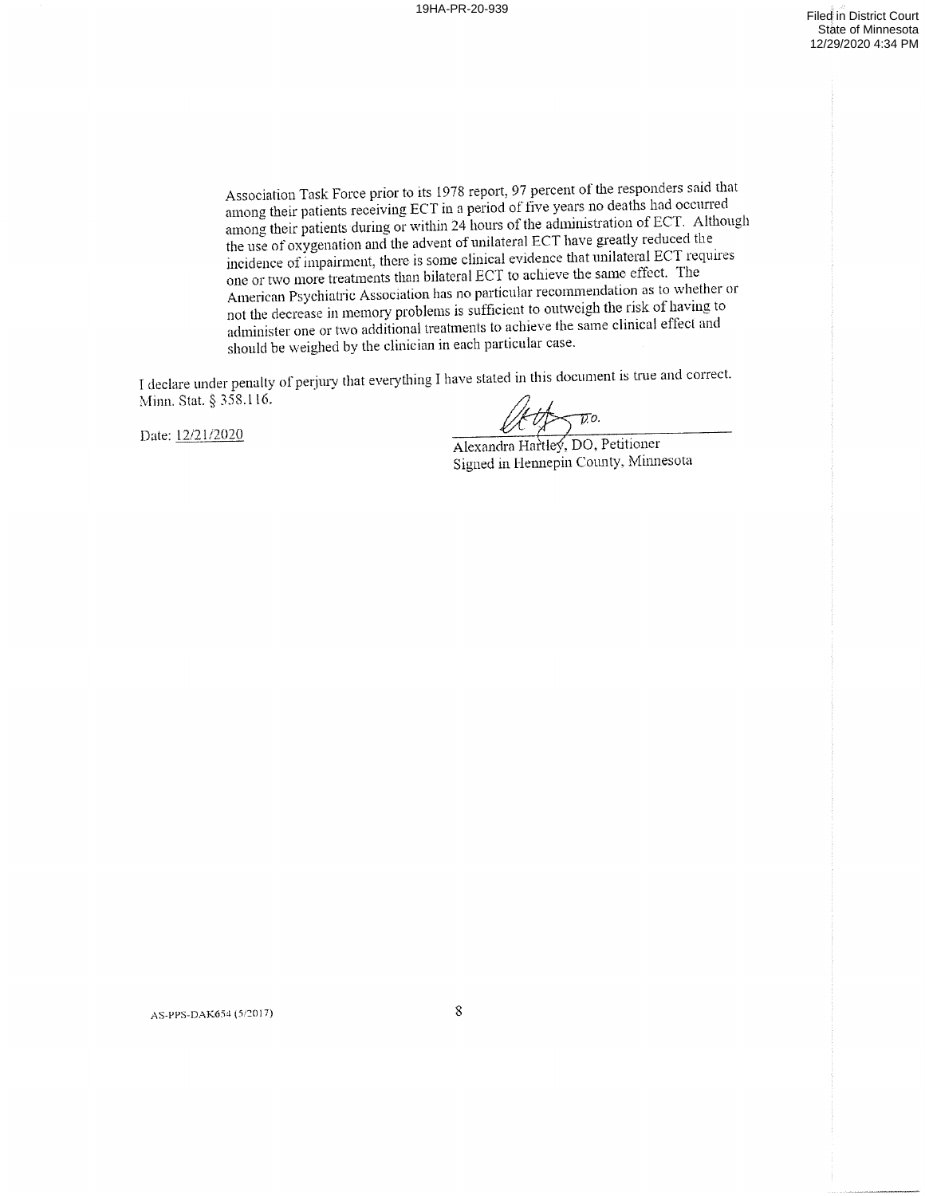Association Task Force prior to its 1978 report, 97 percent of the responders said that among their patients receiving ECT in a period of five years no deaths had occurred among their patients during or within 24 hours of the administration of ECT. Although the use of oxygenation and the advent of unilateral ECT have greatly reduced the incidence of impairment, there is some clinical evidence that unilateral ECT requires one or two more treatments than bilateral ECT to achieve the same effect. The American Psychiatric Association has no particular recommendation as to whether or not the decrease in memory problems is sufficient to outweigh the risk of having to administer one or two additional treatments to achieve the same clinical effect and should be weighed by the clinician in each particular case.

I declare under penalty of perjury that everything I have stated in this document is true and correct. Minn. Stat. § 358.116.

Date: 12/21/2020

Alexandra Hartley, DO, Petitioner
Signed in Hennepin County, Minnesota

AS-PPS-DAK654 (5/2017)